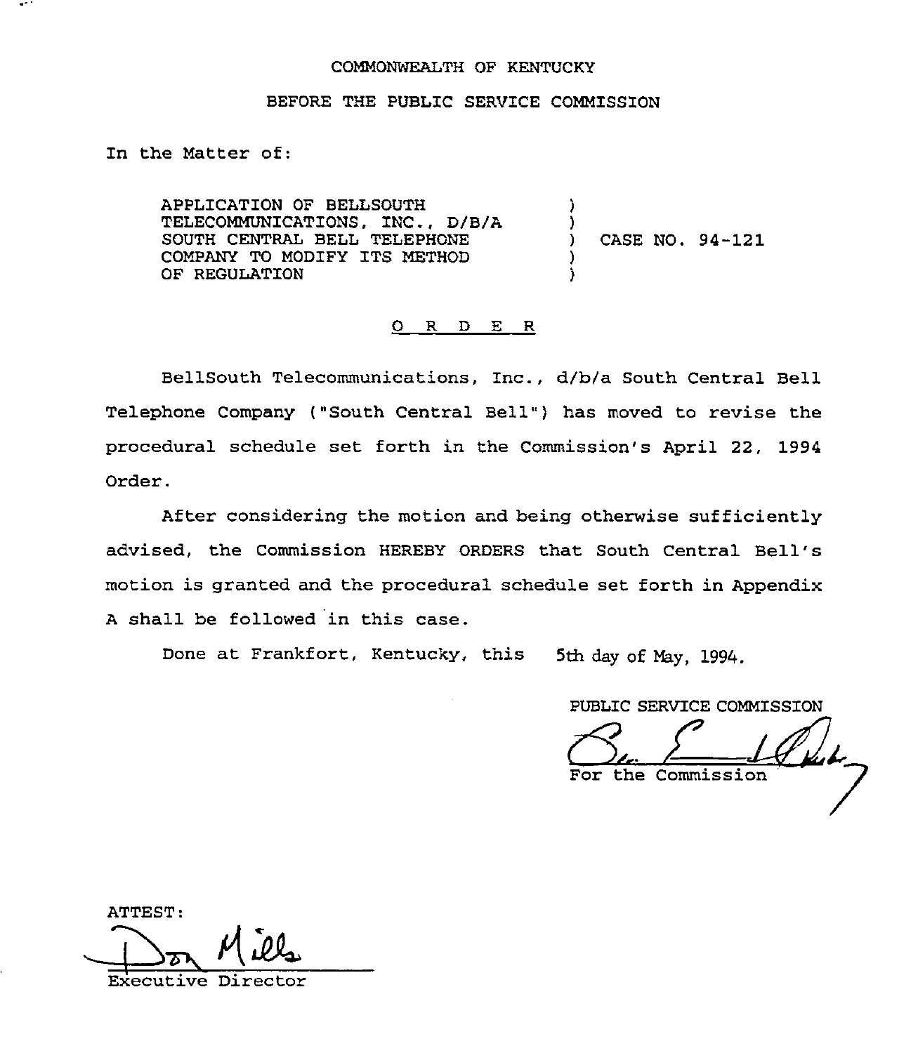COMMONWEALTH OF KENTUCKY

BEFORE THE PUBLIC SERVICE COMMISSION

In the Matter of:

APPLICATION OF BELLSOUTH TELECOMMUNICATIONS, INC., D/B/A SOUTH CENTRAL BELL TELEPHONE COMPANY TO MODIFY ITS METHOD OF REGULATION ) CASE NO. 94-121

O R D E R

BellSouth Telecommunications, Inc., d/b/a South Central Bell Telephone Company ("South Central Bell") has moved to revise the procedural schedule set forth in the Commission's April 22, 1994 Order.

After considering the motion and being otherwise sufficiently advised, the Commission HEREBY ORDERS that South Central Bell's motion is granted and the procedural schedule set forth in Appendix A shall be followed in this case.

Done at Frankfort, Kentucky, this 5th day of May, 1994.

PUBLIC SERVICE COMMISSION

For the Commission

ATTEST:

Executive Director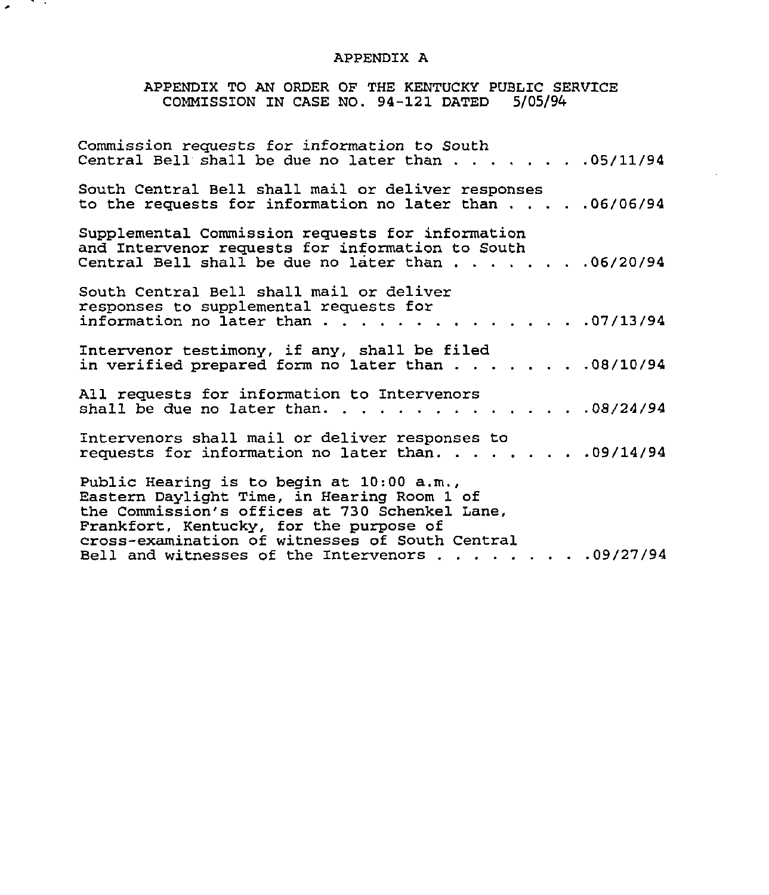# APPENDIX A

## APPENDIX TO AN ORDER OF THE KENTUCKY PUBLIC SERVICE COMMISSION IN CASE NO. 94-121 DATED 5/05/94

Commission requests for information to South Central Bell shall be due no later than . . . . . . . . .05/11/94

South Central Bell shall mail or deliver responses to the requests for information no later than . . . . .06/06/94

Supplemental Commission requests for information and Intervenor requests for information to South Central Bell shall be due no later than . . . . . . . . .06/20/94

South Central Bell shall mail or deliver responses to supplemental requests for information no later than . . . . . . . . . . . . . . . .07/13/94

Intervenor testimony, if any, shall be filed in verified prepared form no later than . . . . . . . . .08/10/94

All requests for information to Intervenors shall be due no later than. . . . . . . . . . . . . . .08/24/94

Intervenors shall mail or deliver responses to requests for information no later than. . . . . . . . .09/14/94

Public Hearing is to begin at 10:00 a.m., Eastern Daylight Time, in Hearing Room 1 of the Commission's offices at 730 Schenkel Lane, Frankfort, Kentucky, for the purpose of cross-examination of witnesses of South Central Bell and witnesses of the Intervenors . . . . . . . . .09/27/94